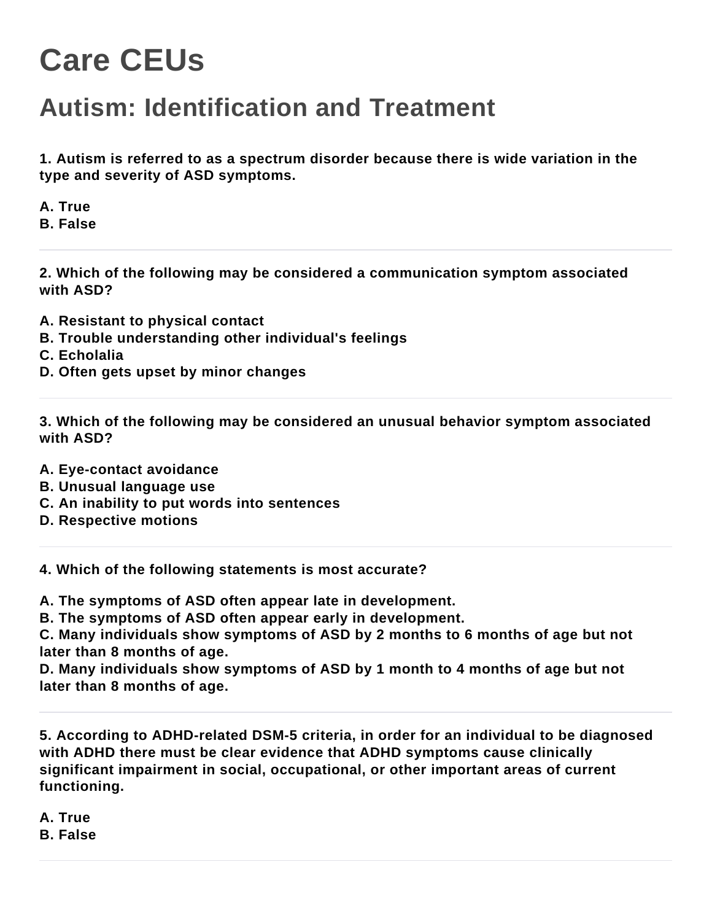# Care CEUs

## Autism: Identification and Treatment

**1. Autism is referred to as a spectrum disorder because there is wide variation in the type and severity of ASD symptoms.**

**A. True**
**B. False**

---

**2. Which of the following may be considered a communication symptom associated with ASD?**

**A. Resistant to physical contact**
**B. Trouble understanding other individual's feelings**
**C. Echolalia**
**D. Often gets upset by minor changes**

---

**3. Which of the following may be considered an unusual behavior symptom associated with ASD?**

**A. Eye-contact avoidance**
**B. Unusual language use**
**C. An inability to put words into sentences**
**D. Respective motions**

---

**4. Which of the following statements is most accurate?**

**A. The symptoms of ASD often appear late in development.**
**B. The symptoms of ASD often appear early in development.**
**C. Many individuals show symptoms of ASD by 2 months to 6 months of age but not later than 8 months of age.**
**D. Many individuals show symptoms of ASD by 1 month to 4 months of age but not later than 8 months of age.**

---

**5. According to ADHD-related DSM-5 criteria, in order for an individual to be diagnosed with ADHD there must be clear evidence that ADHD symptoms cause clinically significant impairment in social, occupational, or other important areas of current functioning.**

**A. True**
**B. False**

---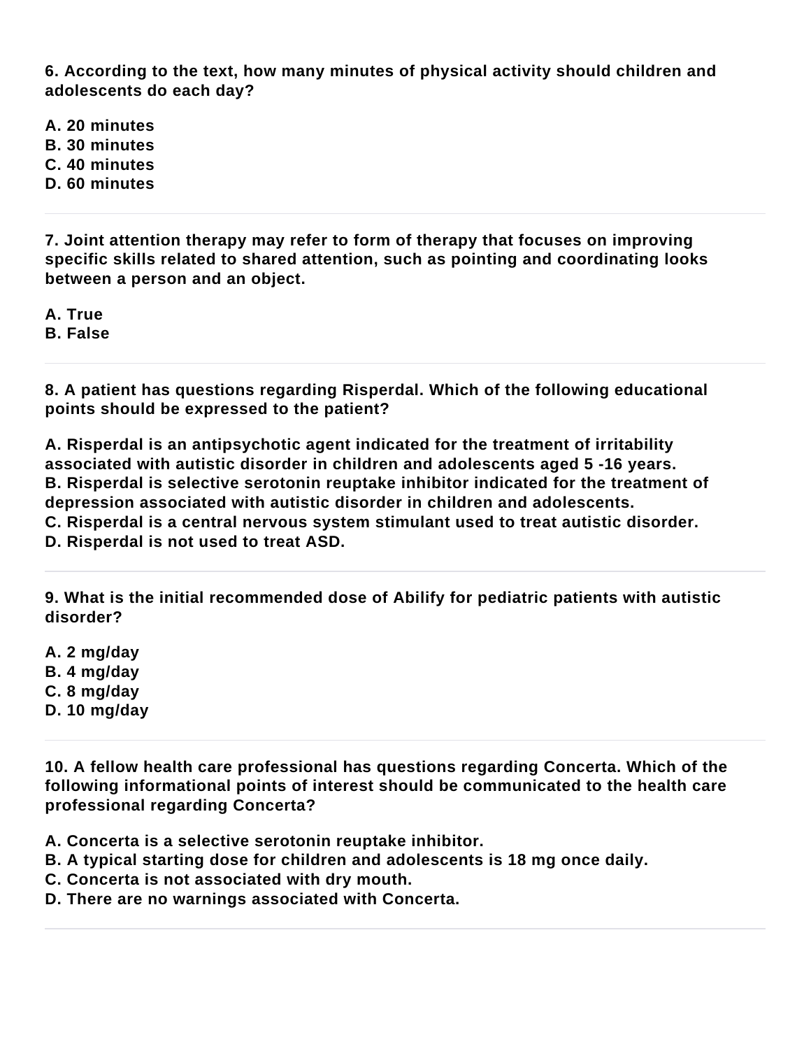**6. According to the text, how many minutes of physical activity should children and adolescents do each day?**

**A. 20 minutes**
**B. 30 minutes**
**C. 40 minutes**
**D. 60 minutes**

---

**7. Joint attention therapy may refer to form of therapy that focuses on improving specific skills related to shared attention, such as pointing and coordinating looks between a person and an object.**

**A. True**
**B. False**

---

**8. A patient has questions regarding Risperdal. Which of the following educational points should be expressed to the patient?**

**A. Risperdal is an antipsychotic agent indicated for the treatment of irritability associated with autistic disorder in children and adolescents aged 5 -16 years.**
**B. Risperdal is selective serotonin reuptake inhibitor indicated for the treatment of depression associated with autistic disorder in children and adolescents.**
**C. Risperdal is a central nervous system stimulant used to treat autistic disorder.**
**D. Risperdal is not used to treat ASD.**

---

**9. What is the initial recommended dose of Abilify for pediatric patients with autistic disorder?**

**A. 2 mg/day**
**B. 4 mg/day**
**C. 8 mg/day**
**D. 10 mg/day**

---

**10. A fellow health care professional has questions regarding Concerta. Which of the following informational points of interest should be communicated to the health care professional regarding Concerta?**

**A. Concerta is a selective serotonin reuptake inhibitor.**
**B. A typical starting dose for children and adolescents is 18 mg once daily.**
**C. Concerta is not associated with dry mouth.**
**D. There are no warnings associated with Concerta.**

---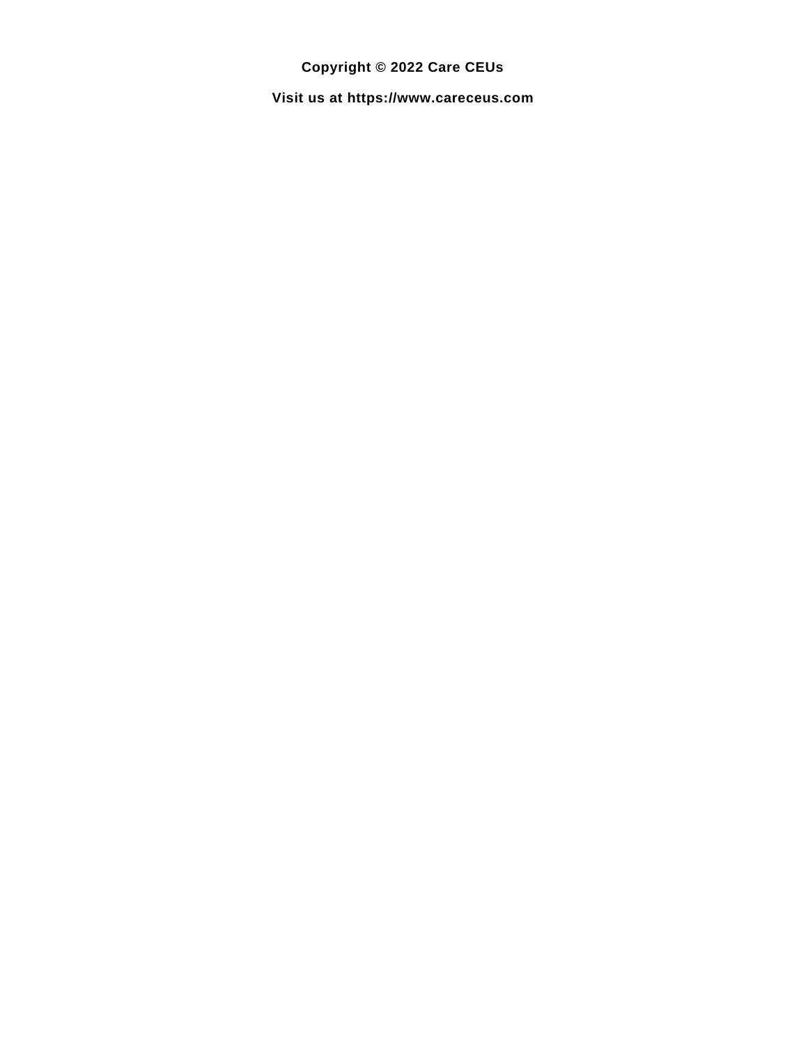**Copyright © 2022 Care CEUs**

**Visit us at https://www.careceus.com**